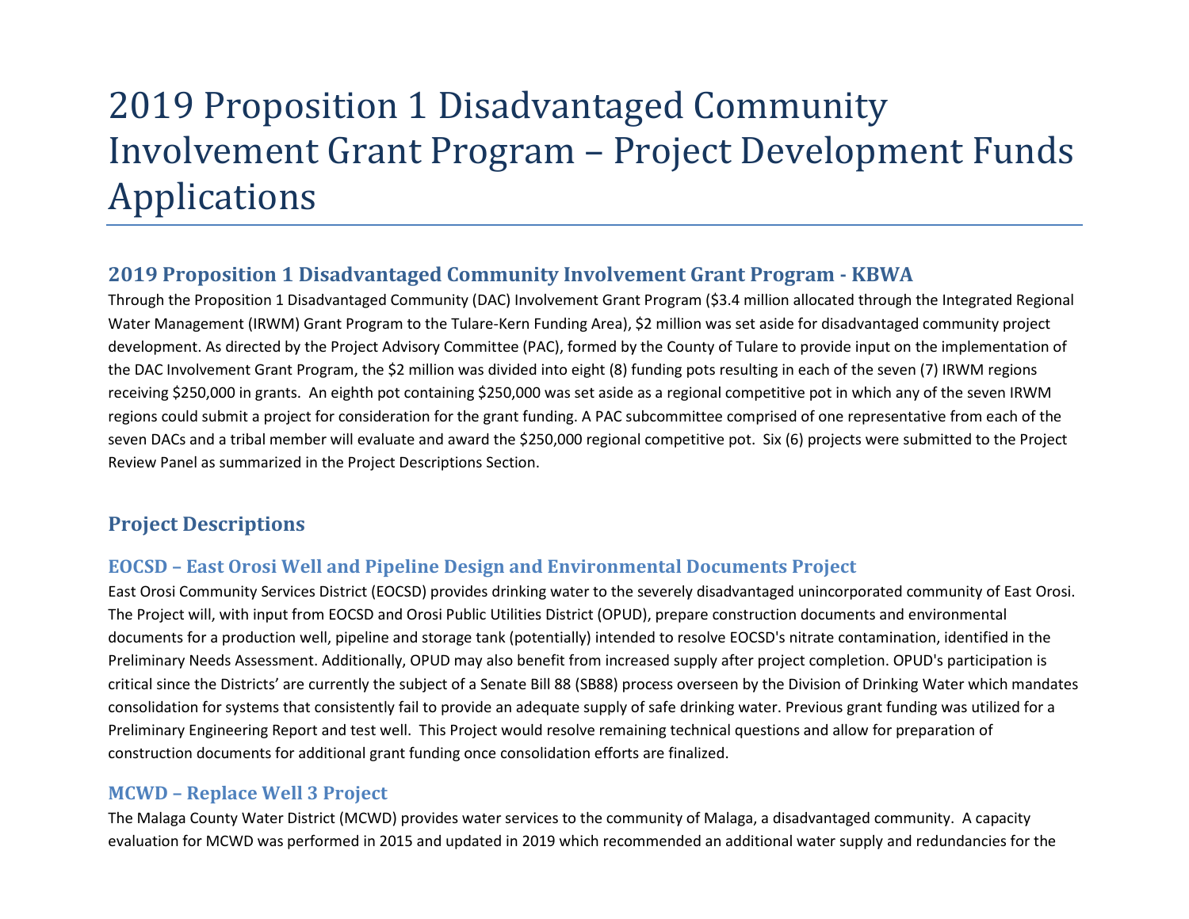# 2019 Proposition 1 Disadvantaged Community Involvement Grant Program – Project Development Funds Applications

## 2019 Proposition 1 Disadvantaged Community Involvement Grant Program - KBWA

Through the Proposition 1 Disadvantaged Community (DAC) Involvement Grant Program ($3.4 million allocated through the Integrated Regional Water Management (IRWM) Grant Program to the Tulare-Kern Funding Area), $2 million was set aside for disadvantaged community project development. As directed by the Project Advisory Committee (PAC), formed by the County of Tulare to provide input on the implementation of the DAC Involvement Grant Program, the $2 million was divided into eight (8) funding pots resulting in each of the seven (7) IRWM regions receiving $250,000 in grants. An eighth pot containing $250,000 was set aside as a regional competitive pot in which any of the seven IRWM regions could submit a project for consideration for the grant funding. A PAC subcommittee comprised of one representative from each of the seven DACs and a tribal member will evaluate and award the $250,000 regional competitive pot. Six (6) projects were submitted to the Project Review Panel as summarized in the Project Descriptions Section.

## Project Descriptions

### EOCSD – East Orosi Well and Pipeline Design and Environmental Documents Project

East Orosi Community Services District (EOCSD) provides drinking water to the severely disadvantaged unincorporated community of East Orosi. The Project will, with input from EOCSD and Orosi Public Utilities District (OPUD), prepare construction documents and environmental documents for a production well, pipeline and storage tank (potentially) intended to resolve EOCSD's nitrate contamination, identified in the Preliminary Needs Assessment. Additionally, OPUD may also benefit from increased supply after project completion. OPUD's participation is critical since the Districts' are currently the subject of a Senate Bill 88 (SB88) process overseen by the Division of Drinking Water which mandates consolidation for systems that consistently fail to provide an adequate supply of safe drinking water. Previous grant funding was utilized for a Preliminary Engineering Report and test well. This Project would resolve remaining technical questions and allow for preparation of construction documents for additional grant funding once consolidation efforts are finalized.

### MCWD – Replace Well 3 Project

The Malaga County Water District (MCWD) provides water services to the community of Malaga, a disadvantaged community. A capacity evaluation for MCWD was performed in 2015 and updated in 2019 which recommended an additional water supply and redundancies for the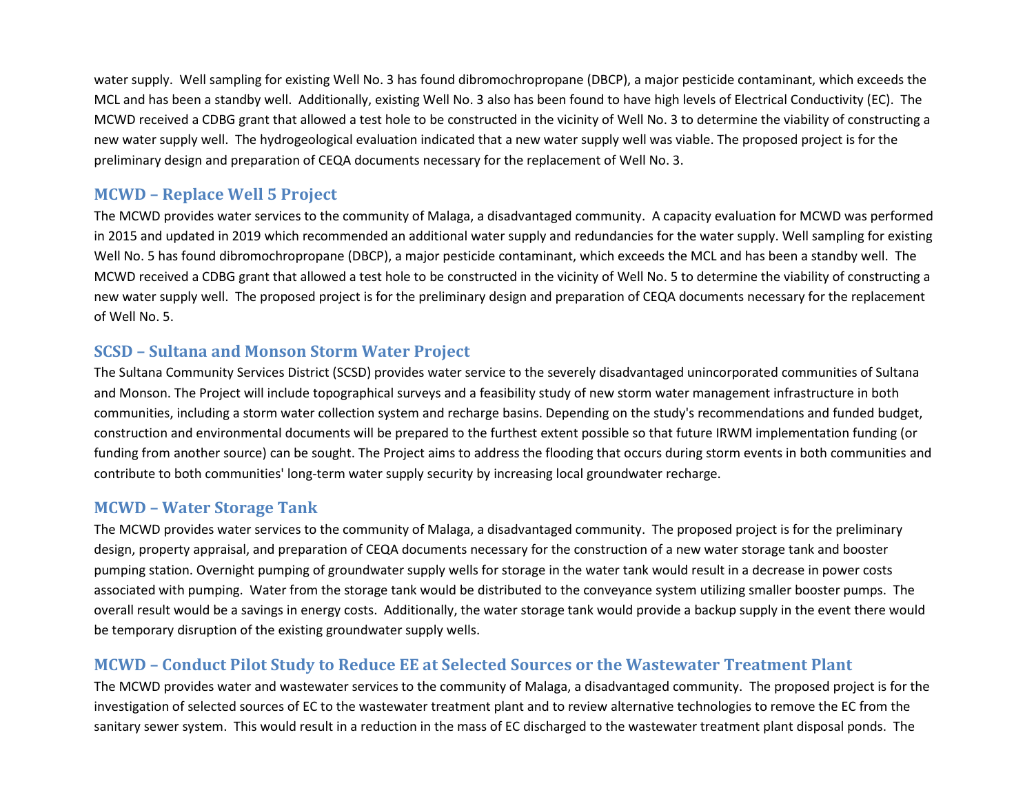water supply. Well sampling for existing Well No. 3 has found dibromochropropane (DBCP), a major pesticide contaminant, which exceeds the MCL and has been a standby well. Additionally, existing Well No. 3 also has been found to have high levels of Electrical Conductivity (EC). The MCWD received a CDBG grant that allowed a test hole to be constructed in the vicinity of Well No. 3 to determine the viability of constructing a new water supply well. The hydrogeological evaluation indicated that a new water supply well was viable. The proposed project is for the preliminary design and preparation of CEQA documents necessary for the replacement of Well No. 3.

## MCWD – Replace Well 5 Project

The MCWD provides water services to the community of Malaga, a disadvantaged community. A capacity evaluation for MCWD was performed in 2015 and updated in 2019 which recommended an additional water supply and redundancies for the water supply. Well sampling for existing Well No. 5 has found dibromochropropane (DBCP), a major pesticide contaminant, which exceeds the MCL and has been a standby well. The MCWD received a CDBG grant that allowed a test hole to be constructed in the vicinity of Well No. 5 to determine the viability of constructing a new water supply well. The proposed project is for the preliminary design and preparation of CEQA documents necessary for the replacement of Well No. 5.

## SCSD – Sultana and Monson Storm Water Project

The Sultana Community Services District (SCSD) provides water service to the severely disadvantaged unincorporated communities of Sultana and Monson. The Project will include topographical surveys and a feasibility study of new storm water management infrastructure in both communities, including a storm water collection system and recharge basins. Depending on the study's recommendations and funded budget, construction and environmental documents will be prepared to the furthest extent possible so that future IRWM implementation funding (or funding from another source) can be sought. The Project aims to address the flooding that occurs during storm events in both communities and contribute to both communities' long-term water supply security by increasing local groundwater recharge.

## MCWD – Water Storage Tank

The MCWD provides water services to the community of Malaga, a disadvantaged community. The proposed project is for the preliminary design, property appraisal, and preparation of CEQA documents necessary for the construction of a new water storage tank and booster pumping station. Overnight pumping of groundwater supply wells for storage in the water tank would result in a decrease in power costs associated with pumping. Water from the storage tank would be distributed to the conveyance system utilizing smaller booster pumps. The overall result would be a savings in energy costs. Additionally, the water storage tank would provide a backup supply in the event there would be temporary disruption of the existing groundwater supply wells.

## MCWD – Conduct Pilot Study to Reduce EE at Selected Sources or the Wastewater Treatment Plant

The MCWD provides water and wastewater services to the community of Malaga, a disadvantaged community. The proposed project is for the investigation of selected sources of EC to the wastewater treatment plant and to review alternative technologies to remove the EC from the sanitary sewer system. This would result in a reduction in the mass of EC discharged to the wastewater treatment plant disposal ponds. The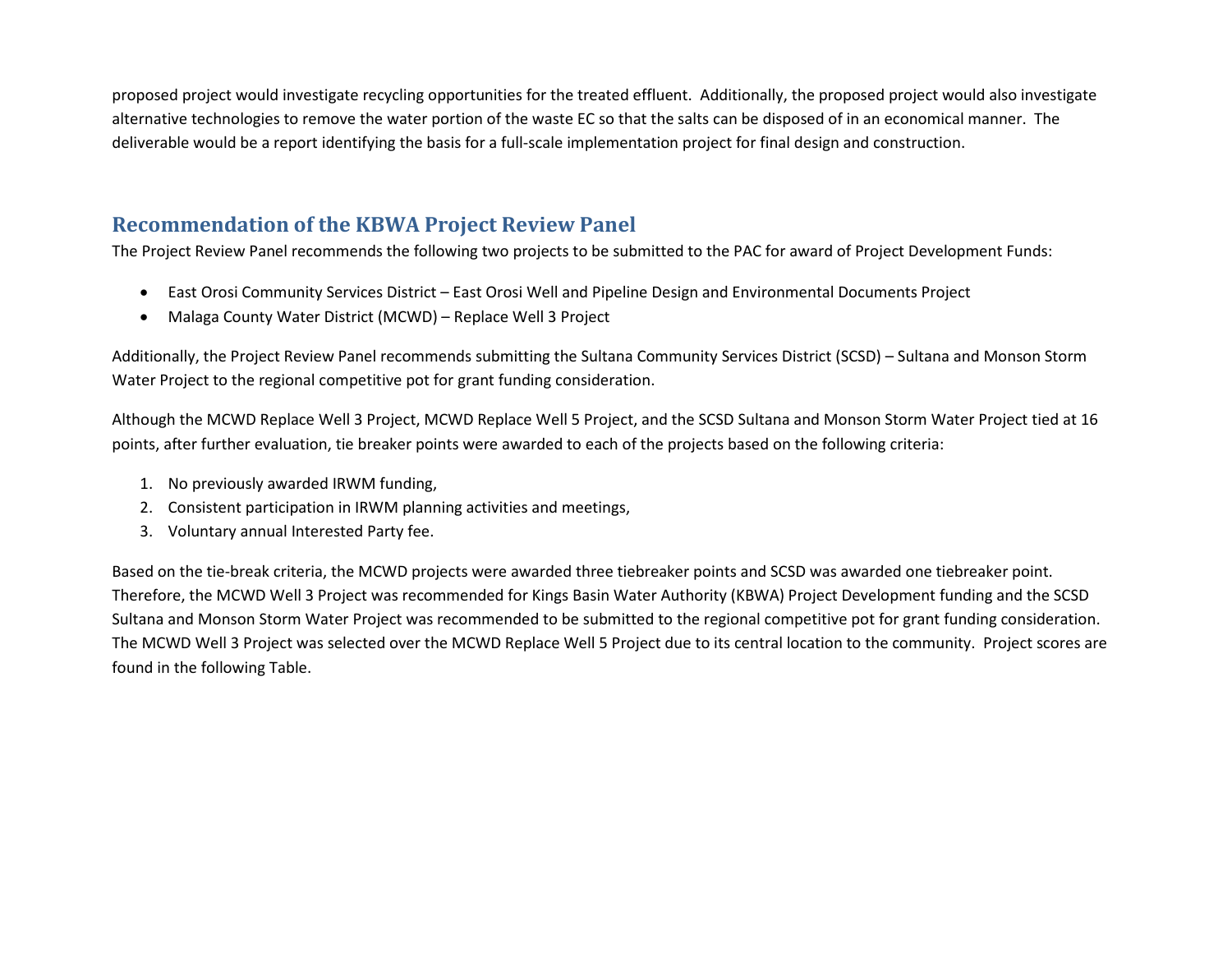proposed project would investigate recycling opportunities for the treated effluent. Additionally, the proposed project would also investigate alternative technologies to remove the water portion of the waste EC so that the salts can be disposed of in an economical manner. The deliverable would be a report identifying the basis for a full-scale implementation project for final design and construction.

## Recommendation of the KBWA Project Review Panel

The Project Review Panel recommends the following two projects to be submitted to the PAC for award of Project Development Funds:

- East Orosi Community Services District – East Orosi Well and Pipeline Design and Environmental Documents Project
- Malaga County Water District (MCWD) – Replace Well 3 Project

Additionally, the Project Review Panel recommends submitting the Sultana Community Services District (SCSD) – Sultana and Monson Storm Water Project to the regional competitive pot for grant funding consideration.

Although the MCWD Replace Well 3 Project, MCWD Replace Well 5 Project, and the SCSD Sultana and Monson Storm Water Project tied at 16 points, after further evaluation, tie breaker points were awarded to each of the projects based on the following criteria:

1. No previously awarded IRWM funding,
2. Consistent participation in IRWM planning activities and meetings,
3. Voluntary annual Interested Party fee.

Based on the tie-break criteria, the MCWD projects were awarded three tiebreaker points and SCSD was awarded one tiebreaker point. Therefore, the MCWD Well 3 Project was recommended for Kings Basin Water Authority (KBWA) Project Development funding and the SCSD Sultana and Monson Storm Water Project was recommended to be submitted to the regional competitive pot for grant funding consideration. The MCWD Well 3 Project was selected over the MCWD Replace Well 5 Project due to its central location to the community. Project scores are found in the following Table.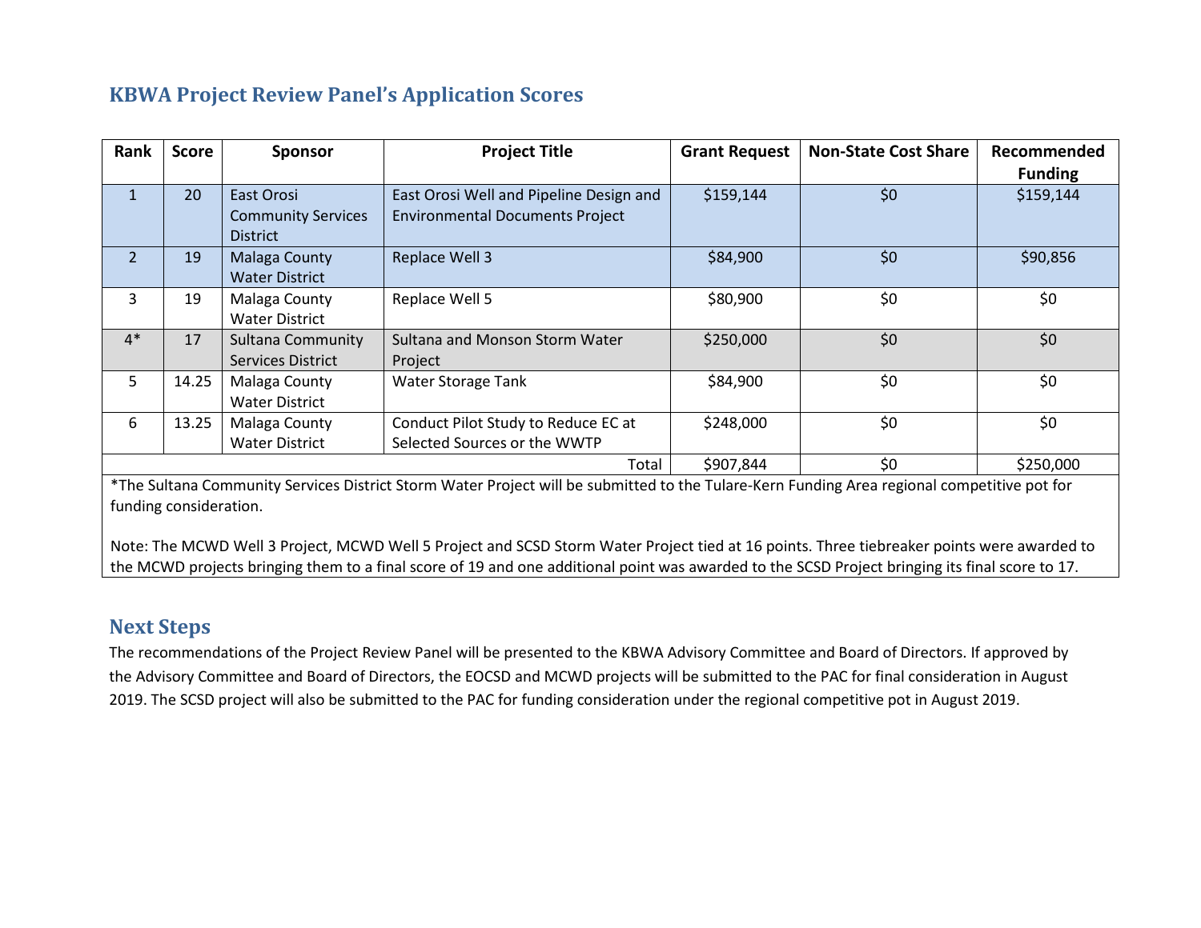## KBWA Project Review Panel's Application Scores

| Rank | Score | Sponsor | Project Title | Grant Request | Non-State Cost Share | Recommended Funding |
|---|---|---|---|---|---|---|
| 1 | 20 | East Orosi Community Services District | East Orosi Well and Pipeline Design and Environmental Documents Project | $159,144 | $0 | $159,144 |
| 2 | 19 | Malaga County Water District | Replace Well 3 | $84,900 | $0 | $90,856 |
| 3 | 19 | Malaga County Water District | Replace Well 5 | $80,900 | $0 | $0 |
| 4* | 17 | Sultana Community Services District | Sultana and Monson Storm Water Project | $250,000 | $0 | $0 |
| 5 | 14.25 | Malaga County Water District | Water Storage Tank | $84,900 | $0 | $0 |
| 6 | 13.25 | Malaga County Water District | Conduct Pilot Study to Reduce EC at Selected Sources or the WWTP | $248,000 | $0 | $0 |
| | | | Total | $907,844 | $0 | $250,000 |

*The Sultana Community Services District Storm Water Project will be submitted to the Tulare-Kern Funding Area regional competitive pot for funding consideration.

Note: The MCWD Well 3 Project, MCWD Well 5 Project and SCSD Storm Water Project tied at 16 points. Three tiebreaker points were awarded to the MCWD projects bringing them to a final score of 19 and one additional point was awarded to the SCSD Project bringing its final score to 17.

## Next Steps

The recommendations of the Project Review Panel will be presented to the KBWA Advisory Committee and Board of Directors. If approved by the Advisory Committee and Board of Directors, the EOCSD and MCWD projects will be submitted to the PAC for final consideration in August 2019. The SCSD project will also be submitted to the PAC for funding consideration under the regional competitive pot in August 2019.